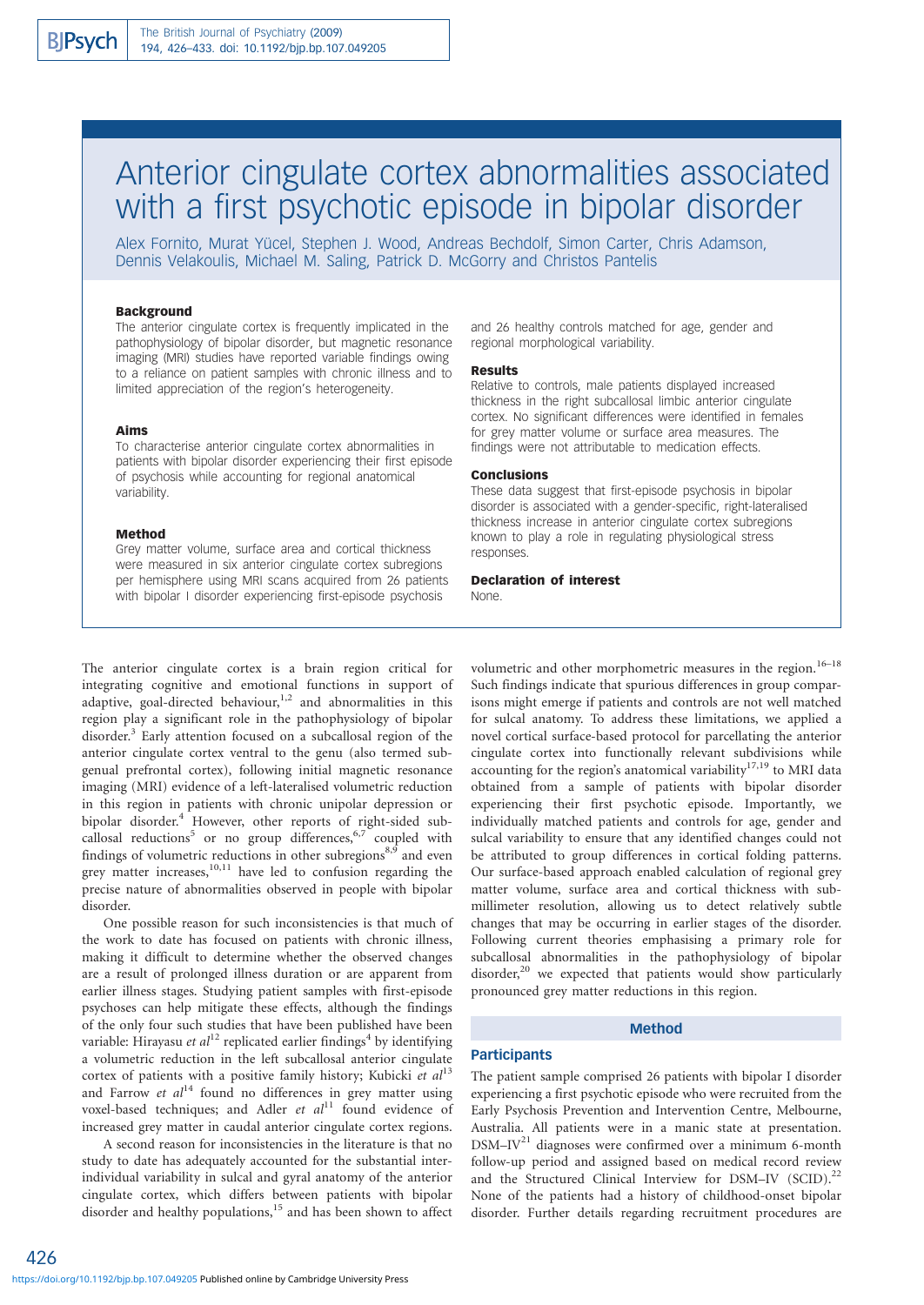# Anterior cingulate cortex abnormalities associated with a first psychotic episode in bipolar disorder

Alex Fornito, Murat Yücel, Stephen J. Wood, Andreas Bechdolf, Simon Carter, Chris Adamson, Dennis Velakoulis, Michael M. Saling, Patrick D. McGorry and Christos Pantelis

### Background

The anterior cingulate cortex is frequently implicated in the pathophysiology of bipolar disorder, but magnetic resonance imaging (MRI) studies have reported variable findings owing to a reliance on patient samples with chronic illness and to limited appreciation of the region's heterogeneity.

### Aims

To characterise anterior cingulate cortex abnormalities in patients with bipolar disorder experiencing their first episode of psychosis while accounting for regional anatomical variability.

### Method

Grey matter volume, surface area and cortical thickness were measured in six anterior cingulate cortex subregions per hemisphere using MRI scans acquired from 26 patients with bipolar I disorder experiencing first-episode psychosis and 26 healthy controls matched for age, gender and regional morphological variability.

### Results

Relative to controls, male patients displayed increased thickness in the right subcallosal limbic anterior cingulate cortex. No significant differences were identified in females for grey matter volume or surface area measures. The findings were not attributable to medication effects.

### Conclusions

These data suggest that first-episode psychosis in bipolar disorder is associated with a gender-specific, right-lateralised thickness increase in anterior cingulate cortex subregions known to play a role in regulating physiological stress responses.

### Declaration of interest

None.

The anterior cingulate cortex is a brain region critical for integrating cognitive and emotional functions in support of adaptive, goal-directed behaviour,[1,2] and abnormalities in this region play a significant role in the pathophysiology of bipolar disorder.[3] Early attention focused on a subcallosal region of the anterior cingulate cortex ventral to the genu (also termed subgenual prefrontal cortex), following initial magnetic resonance imaging (MRI) evidence of a left-lateralised volumetric reduction in this region in patients with chronic unipolar depression or bipolar disorder.[4] However, other reports of right-sided subcallosal reductions[5] or no group differences,[6,7] coupled with findings of volumetric reductions in other subregions[8,9] and even grey matter increases,[10,11] have led to confusion regarding the precise nature of abnormalities observed in people with bipolar disorder.

One possible reason for such inconsistencies is that much of the work to date has focused on patients with chronic illness, making it difficult to determine whether the observed changes are a result of prolonged illness duration or are apparent from earlier illness stages. Studying patient samples with first-episode psychoses can help mitigate these effects, although the findings of the only four such studies that have been published have been variable: Hirayasu *et al*[12] replicated earlier findings[4] by identifying a volumetric reduction in the left subcallosal anterior cingulate cortex of patients with a positive family history; Kubicki *et al*[13] and Farrow *et al*[14] found no differences in grey matter using voxel-based techniques; and Adler *et al*[11] found evidence of increased grey matter in caudal anterior cingulate cortex regions.

A second reason for inconsistencies in the literature is that no study to date has adequately accounted for the substantial inter-individual variability in sulcal and gyral anatomy of the anterior cingulate cortex, which differs between patients with bipolar disorder and healthy populations,[15] and has been shown to affect volumetric and other morphometric measures in the region.[16–18] Such findings indicate that spurious differences in group comparisons might emerge if patients and controls are not well matched for sulcal anatomy. To address these limitations, we applied a novel cortical surface-based protocol for parcellating the anterior cingulate cortex into functionally relevant subdivisions while accounting for the region's anatomical variability[17,19] to MRI data obtained from a sample of patients with bipolar disorder experiencing their first psychotic episode. Importantly, we individually matched patients and controls for age, gender and sulcal variability to ensure that any identified changes could not be attributed to group differences in cortical folding patterns. Our surface-based approach enabled calculation of regional grey matter volume, surface area and cortical thickness with sub-millimeter resolution, allowing us to detect relatively subtle changes that may be occurring in earlier stages of the disorder. Following current theories emphasising a primary role for subcallosal abnormalities in the pathophysiology of bipolar disorder,[20] we expected that patients would show particularly pronounced grey matter reductions in this region.

## Method

### Participants

The patient sample comprised 26 patients with bipolar I disorder experiencing a first psychotic episode who were recruited from the Early Psychosis Prevention and Intervention Centre, Melbourne, Australia. All patients were in a manic state at presentation. DSM–IV[21] diagnoses were confirmed over a minimum 6-month follow-up period and assigned based on medical record review and the Structured Clinical Interview for DSM–IV (SCID).[22] None of the patients had a history of childhood-onset bipolar disorder. Further details regarding recruitment procedures are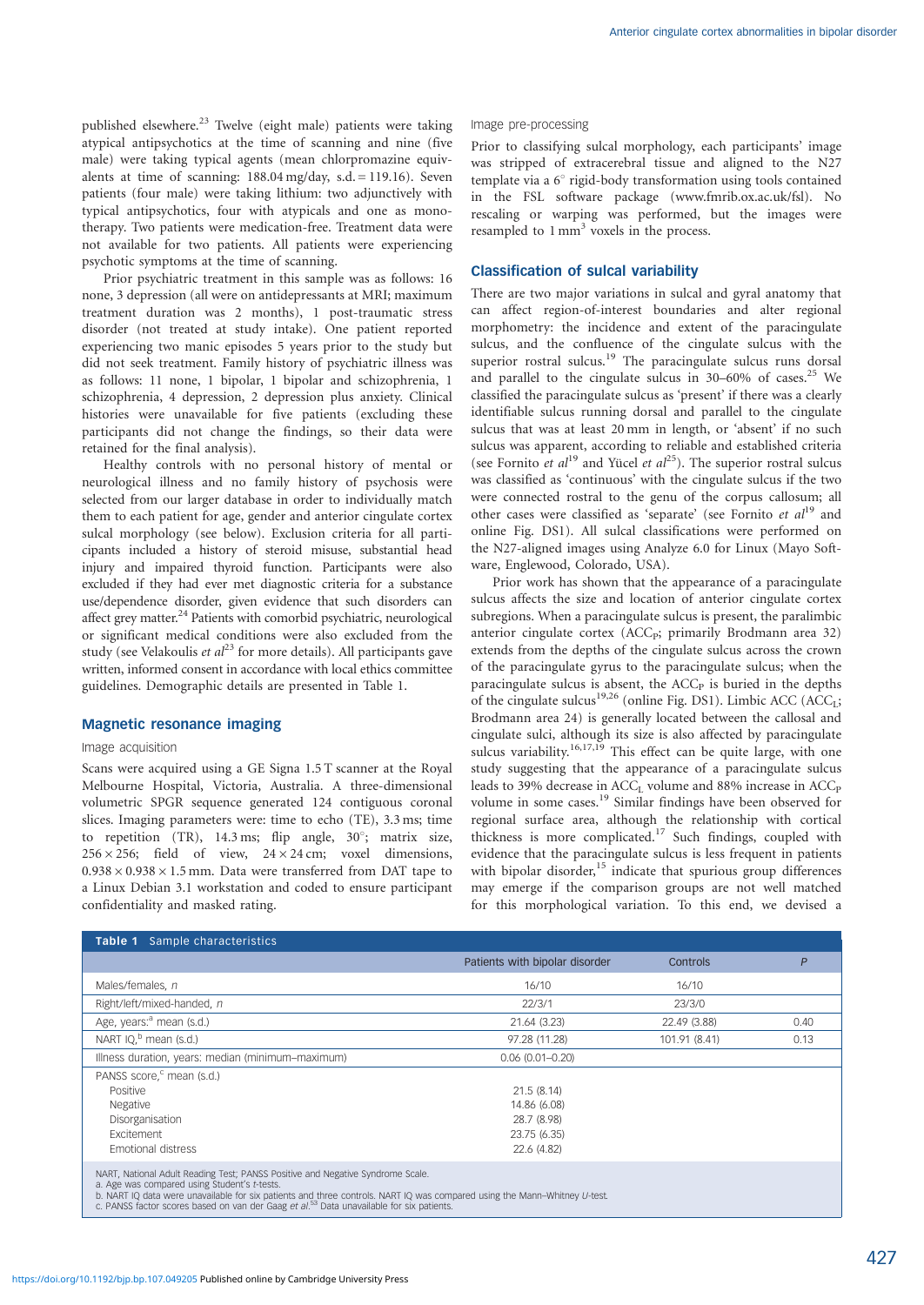published elsewhere.[23] Twelve (eight male) patients were taking atypical antipsychotics at the time of scanning and nine (five male) were taking typical agents (mean chlorpromazine equivalents at time of scanning: 188.04 mg/day, s.d. = 119.16). Seven patients (four male) were taking lithium: two adjunctively with typical antipsychotics, four with atypicals and one as monotherapy. Two patients were medication-free. Treatment data were not available for two patients. All patients were experiencing psychotic symptoms at the time of scanning.

Prior psychiatric treatment in this sample was as follows: 16 none, 3 depression (all were on antidepressants at MRI; maximum treatment duration was 2 months), 1 post-traumatic stress disorder (not treated at study intake). One patient reported experiencing two manic episodes 5 years prior to the study but did not seek treatment. Family history of psychiatric illness was as follows: 11 none, 1 bipolar, 1 bipolar and schizophrenia, 1 schizophrenia, 4 depression, 2 depression plus anxiety. Clinical histories were unavailable for five patients (excluding these participants did not change the findings, so their data were retained for the final analysis).

Healthy controls with no personal history of mental or neurological illness and no family history of psychosis were selected from our larger database in order to individually match them to each patient for age, gender and anterior cingulate cortex sulcal morphology (see below). Exclusion criteria for all participants included a history of steroid misuse, substantial head injury and impaired thyroid function. Participants were also excluded if they had ever met diagnostic criteria for a substance use/dependence disorder, given evidence that such disorders can affect grey matter.[24] Patients with comorbid psychiatric, neurological or significant medical conditions were also excluded from the study (see Velakoulis *et al*[23] for more details). All participants gave written, informed consent in accordance with local ethics committee guidelines. Demographic details are presented in Table 1.

## Magnetic resonance imaging

### Image acquisition

Scans were acquired using a GE Signa 1.5 T scanner at the Royal Melbourne Hospital, Victoria, Australia. A three-dimensional volumetric SPGR sequence generated 124 contiguous coronal slices. Imaging parameters were: time to echo (TE), 3.3 ms; time to repetition (TR), 14.3 ms; flip angle, 30°; matrix size, 256 × 256; field of view, 24 × 24 cm; voxel dimensions, 0.938 × 0.938 × 1.5 mm. Data were transferred from DAT tape to a Linux Debian 3.1 workstation and coded to ensure participant confidentiality and masked rating.

### Image pre-processing

Prior to classifying sulcal morphology, each participants' image was stripped of extracerebral tissue and aligned to the N27 template via a 6° rigid-body transformation using tools contained in the FSL software package (www.fmrib.ox.ac.uk/fsl). No rescaling or warping was performed, but the images were resampled to 1 mm$^3$ voxels in the process.

## Classification of sulcal variability

There are two major variations in sulcal and gyral anatomy that can affect region-of-interest boundaries and alter regional morphometry: the incidence and extent of the paracingulate sulcus, and the confluence of the cingulate sulcus with the superior rostral sulcus.[19] The paracingulate sulcus runs dorsal and parallel to the cingulate sulcus in 30–60% of cases.[25] We classified the paracingulate sulcus as 'present' if there was a clearly identifiable sulcus running dorsal and parallel to the cingulate sulcus that was at least 20 mm in length, or 'absent' if no such sulcus was apparent, according to reliable and established criteria (see Fornito *et al*[19] and Yücel *et al*[25]). The superior rostral sulcus was classified as 'continuous' with the cingulate sulcus if the two were connected rostral to the genu of the corpus callosum; all other cases were classified as 'separate' (see Fornito *et al*[19] and online Fig. DS1). All sulcal classifications were performed on the N27-aligned images using Analyze 6.0 for Linux (Mayo Software, Englewood, Colorado, USA).

Prior work has shown that the appearance of a paracingulate sulcus affects the size and location of anterior cingulate cortex subregions. When a paracingulate sulcus is present, the paralimbic anterior cingulate cortex ($ACC_P$; primarily Brodmann area 32) extends from the depths of the cingulate sulcus across the crown of the paracingulate gyrus to the paracingulate sulcus; when the paracingulate sulcus is absent, the $ACC_P$ is buried in the depths of the cingulate sulcus[19,26] (online Fig. DS1). Limbic ACC ($ACC_L$; Brodmann area 24) is generally located between the callosal and cingulate sulci, although its size is also affected by paracingulate sulcus variability.[16,17,19] This effect can be quite large, with one study suggesting that the appearance of a paracingulate sulcus leads to 39% decrease in $ACC_L$ volume and 88% increase in $ACC_P$ volume in some cases.[19] Similar findings have been observed for regional surface area, although the relationship with cortical thickness is more complicated.[17] Such findings, coupled with evidence that the paracingulate sulcus is less frequent in patients with bipolar disorder,[15] indicate that spurious group differences may emerge if the comparison groups are not well matched for this morphological variation. To this end, we devised a

**Table 1** Sample characteristics

| | Patients with bipolar disorder | Controls | *P* |
|---|---|---|---|
| Males/females, *n* | 16/10 | 16/10 | |
| Right/left/mixed-handed, *n* | 22/3/1 | 23/3/0 | |
| Age, years:[a] mean (s.d.) | 21.64 (3.23) | 22.49 (3.88) | 0.40 |
| NART IQ,[b] mean (s.d.) | 97.28 (11.28) | 101.91 (8.41) | 0.13 |
| Illness duration, years: median (minimum–maximum) | 0.06 (0.01–0.20) | | |
| PANSS score,[c] mean (s.d.) | | | |
| Positive | 21.5 (8.14) | | |
| Negative | 14.86 (6.08) | | |
| Disorganisation | 28.7 (8.98) | | |
| Excitement | 23.75 (6.35) | | |
| Emotional distress | 22.6 (4.82) | | |

NART, National Adult Reading Test; PANSS Positive and Negative Syndrome Scale.
a. Age was compared using Student's *t*-tests.
b. NART IQ data were unavailable for six patients and three controls. NART IQ was compared using the Mann–Whitney *U*-test.
c. PANSS factor scores based on van der Gaag *et al*.[53] Data unavailable for six patients.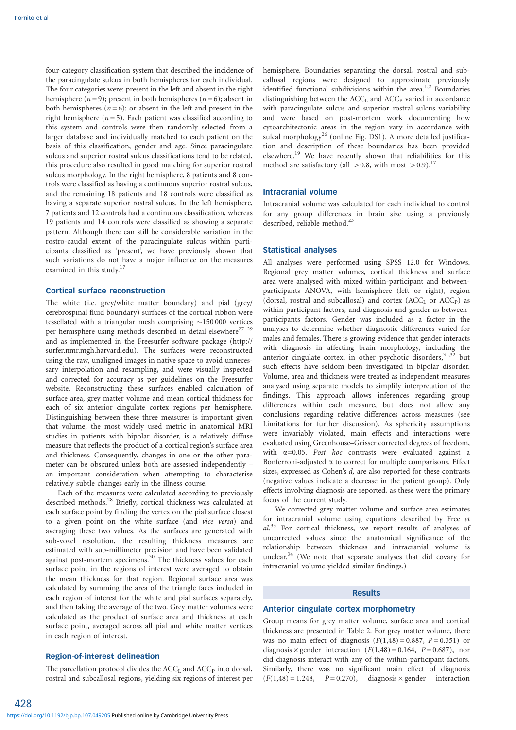four-category classification system that described the incidence of the paracingulate sulcus in both hemispheres for each individual. The four categories were: present in the left and absent in the right hemisphere ($n = 9$); present in both hemispheres ($n = 6$); absent in both hemispheres ($n = 6$); or absent in the left and present in the right hemisphere ($n = 5$). Each patient was classified according to this system and controls were then randomly selected from a larger database and individually matched to each patient on the basis of this classification, gender and age. Since paracingulate sulcus and superior rostral sulcus classifications tend to be related, this procedure also resulted in good matching for superior rostral sulcus morphology. In the right hemisphere, 8 patients and 8 controls were classified as having a continuous superior rostral sulcus, and the remaining 18 patients and 18 controls were classified as having a separate superior rostral sulcus. In the left hemisphere, 7 patients and 12 controls had a continuous classification, whereas 19 patients and 14 controls were classified as showing a separate pattern. Although there can still be considerable variation in the rostro-caudal extent of the paracingulate sulcus within participants classified as 'present', we have previously shown that such variations do not have a major influence on the measures examined in this study.[17]

## Cortical surface reconstruction

The white (i.e. grey/white matter boundary) and pial (grey/cerebrospinal fluid boundary) surfaces of the cortical ribbon were tessellated with a triangular mesh comprising ~150 000 vertices per hemisphere using methods described in detail elsewhere[27–29] and as implemented in the Freesurfer software package (http://surfer.nmr.mgh.harvard.edu). The surfaces were reconstructed using the raw, unaligned images in native space to avoid unnecessary interpolation and resampling, and were visually inspected and corrected for accuracy as per guidelines on the Freesurfer website. Reconstructing these surfaces enabled calculation of surface area, grey matter volume and mean cortical thickness for each of six anterior cingulate cortex regions per hemisphere. Distinguishing between these three measures is important given that volume, the most widely used metric in anatomical MRI studies in patients with bipolar disorder, is a relatively diffuse measure that reflects the product of a cortical region's surface area and thickness. Consequently, changes in one or the other parameter can be obscured unless both are assessed independently – an important consideration when attempting to characterise relatively subtle changes early in the illness course.

Each of the measures were calculated according to previously described methods.[28] Briefly, cortical thickness was calculated at each surface point by finding the vertex on the pial surface closest to a given point on the white surface (and *vice versa*) and averaging these two values. As the surfaces are generated with sub-voxel resolution, the resulting thickness measures are estimated with sub-millimeter precision and have been validated against post-mortem specimens.[30] The thickness values for each surface point in the regions of interest were averaged to obtain the mean thickness for that region. Regional surface area was calculated by summing the area of the triangle faces included in each region of interest for the white and pial surfaces separately, and then taking the average of the two. Grey matter volumes were calculated as the product of surface area and thickness at each surface point, averaged across all pial and white matter vertices in each region of interest.

## Region-of-interest delineation

The parcellation protocol divides the $ACC_L$ and $ACC_P$ into dorsal, rostral and subcallosal regions, yielding six regions of interest per hemisphere. Boundaries separating the dorsal, rostral and subcallosal regions were designed to approximate previously identified functional subdivisions within the area.[1,2] Boundaries distinguishing between the $ACC_L$ and $ACC_P$ varied in accordance with paracingulate sulcus and superior rostral sulcus variability and were based on post-mortem work documenting how cytoarchitectonic areas in the region vary in accordance with sulcal morphology[26] (online Fig. DS1). A more detailed justification and description of these boundaries has been provided elsewhere.[19] We have recently shown that reliabilities for this method are satisfactory (all $>0.8$, with most $>0.9$).[17]

## Intracranial volume

Intracranial volume was calculated for each individual to control for any group differences in brain size using a previously described, reliable method.[23]

## Statistical analyses

All analyses were performed using SPSS 12.0 for Windows. Regional grey matter volumes, cortical thickness and surface area were analysed with mixed within-participant and between-participants ANOVA, with hemisphere (left or right), region (dorsal, rostral and subcallosal) and cortex ($ACC_L$ or $ACC_P$) as within-participant factors, and diagnosis and gender as between-participants factors. Gender was included as a factor in the analyses to determine whether diagnostic differences varied for males and females. There is growing evidence that gender interacts with diagnosis in affecting brain morphology, including the anterior cingulate cortex, in other psychotic disorders,[31,32] but such effects have seldom been investigated in bipolar disorder. Volume, area and thickness were treated as independent measures analysed using separate models to simplify interpretation of the findings. This approach allows inferences regarding group differences within each measure, but does not allow any conclusions regarding relative differences across measures (see Limitations for further discussion). As sphericity assumptions were invariably violated, main effects and interactions were evaluated using Greenhouse–Geisser corrected degrees of freedom, with $\alpha=0.05$. *Post hoc* contrasts were evaluated against a Bonferroni-adjusted $\alpha$ to correct for multiple comparisons. Effect sizes, expressed as Cohen's *d*, are also reported for these contrasts (negative values indicate a decrease in the patient group). Only effects involving diagnosis are reported, as these were the primary focus of the current study.

We corrected grey matter volume and surface area estimates for intracranial volume using equations described by Free *et al*.[33] For cortical thickness, we report results of analyses of uncorrected values since the anatomical significance of the relationship between thickness and intracranial volume is unclear.[34] (We note that separate analyses that did covary for intracranial volume yielded similar findings.)

# Results

## Anterior cingulate cortex morphometry

Group means for grey matter volume, surface area and cortical thickness are presented in Table 2. For grey matter volume, there was no main effect of diagnosis ($F(1,48) = 0.887$, $P = 0.351$) or diagnosis × gender interaction ($F(1,48) = 0.164$, $P = 0.687$), nor did diagnosis interact with any of the within-participant factors. Similarly, there was no significant main effect of diagnosis ($F(1,48) = 1.248$, $P = 0.270$), diagnosis × gender interaction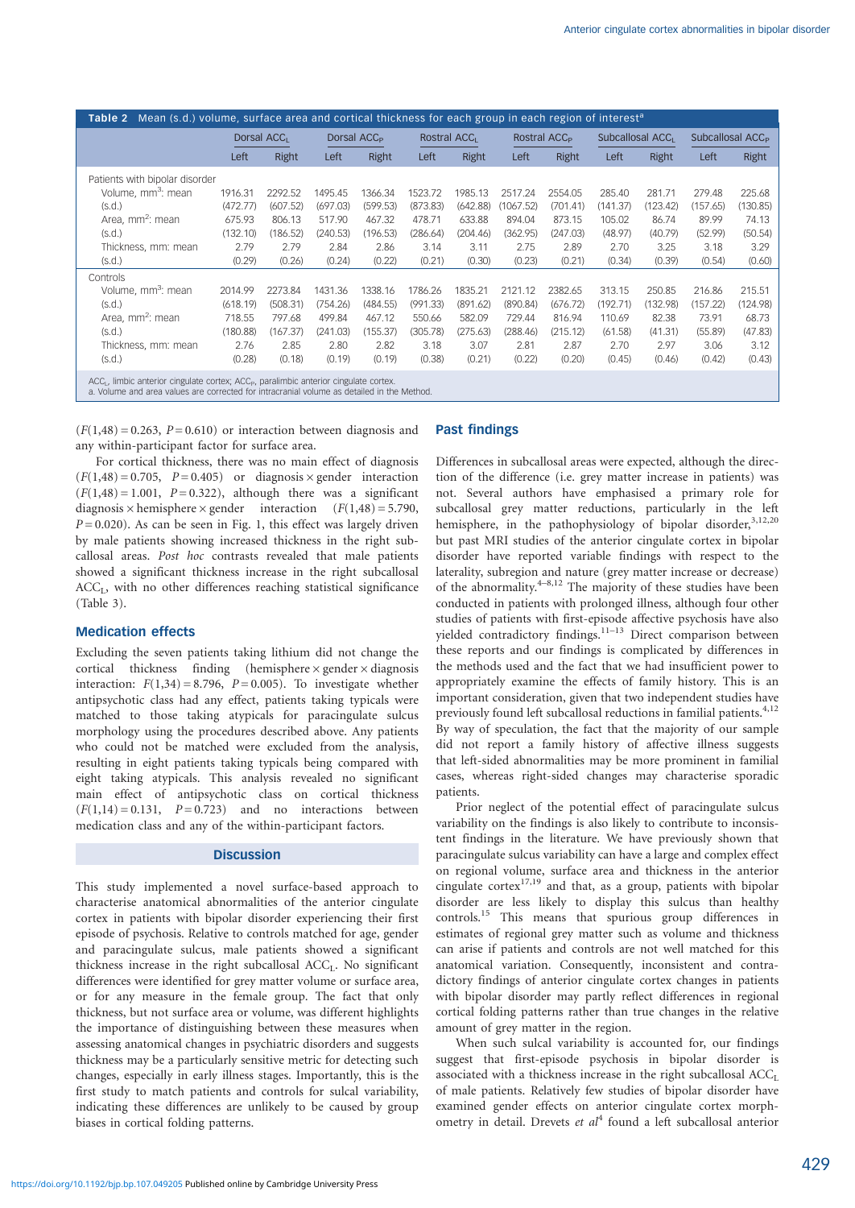**Table 2** Mean (s.d.) volume, surface area and cortical thickness for each group in each region of interest[a]

| | Dorsal $ACC_L$ | | Dorsal $ACC_P$ | | Rostral $ACC_L$ | | Rostral $ACC_P$ | | Subcallosal $ACC_L$ | | Subcallosal $ACC_P$ | |
|---|---|---|---|---|---|---|---|---|---|---|---|---|
| | Left | Right | Left | Right | Left | Right | Left | Right | Left | Right | Left | Right |
| Patients with bipolar disorder | | | | | | | | | | | | |
| Volume, $mm^3$: mean | 1916.31 | 2292.52 | 1495.45 | 1366.34 | 1523.72 | 1985.13 | 2517.24 | 2554.05 | 285.40 | 281.71 | 279.48 | 225.68 |
| (s.d.) | (472.77) | (607.52) | (697.03) | (599.53) | (873.83) | (642.88) | (1067.52) | (701.41) | (141.37) | (123.42) | (157.65) | (130.85) |
| Area, $mm^2$: mean | 675.93 | 806.13 | 517.90 | 467.32 | 478.71 | 633.88 | 894.04 | 873.15 | 105.02 | 86.74 | 89.99 | 74.13 |
| (s.d.) | (132.10) | (186.52) | (240.53) | (196.53) | (286.64) | (204.46) | (362.95) | (247.03) | (48.97) | (40.79) | (52.99) | (50.54) |
| Thickness, mm: mean | 2.79 | 2.79 | 2.84 | 2.86 | 3.14 | 3.11 | 2.75 | 2.89 | 2.70 | 3.25 | 3.18 | 3.29 |
| (s.d.) | (0.29) | (0.26) | (0.24) | (0.22) | (0.21) | (0.30) | (0.23) | (0.21) | (0.34) | (0.39) | (0.54) | (0.60) |
| Controls | | | | | | | | | | | | |
| Volume, $mm^3$: mean | 2014.99 | 2273.84 | 1431.36 | 1338.16 | 1786.26 | 1835.21 | 2121.12 | 2382.65 | 313.15 | 250.85 | 216.86 | 215.51 |
| (s.d.) | (618.19) | (508.31) | (754.26) | (484.55) | (991.33) | (891.62) | (890.84) | (676.72) | (192.71) | (132.98) | (157.22) | (124.98) |
| Area, $mm^2$: mean | 718.55 | 797.68 | 499.84 | 467.12 | 550.66 | 582.09 | 729.44 | 816.94 | 110.69 | 82.38 | 73.91 | 68.73 |
| (s.d.) | (180.88) | (167.37) | (241.03) | (155.37) | (305.78) | (275.63) | (288.46) | (215.12) | (61.58) | (41.31) | (55.89) | (47.83) |
| Thickness, mm: mean | 2.76 | 2.85 | 2.80 | 2.82 | 3.18 | 3.07 | 2.81 | 2.87 | 2.70 | 2.97 | 3.06 | 3.12 |
| (s.d.) | (0.28) | (0.18) | (0.19) | (0.19) | (0.38) | (0.21) | (0.22) | (0.20) | (0.45) | (0.46) | (0.42) | (0.43) |

$ACC_L$, limbic anterior cingulate cortex; $ACC_P$, paralimbic anterior cingulate cortex.
a. Volume and area values are corrected for intracranial volume as detailed in the Method.

($F(1,48) = 0.263$, $P = 0.610$) or interaction between diagnosis and any within-participant factor for surface area.

For cortical thickness, there was no main effect of diagnosis ($F(1,48) = 0.705$, $P = 0.405$) or diagnosis × gender interaction ($F(1,48) = 1.001$, $P = 0.322$), although there was a significant diagnosis × hemisphere × gender interaction ($F(1,48) = 5.790$, $P = 0.020$). As can be seen in Fig. 1, this effect was largely driven by male patients showing increased thickness in the right subcallosal areas. *Post hoc* contrasts revealed that male patients showed a significant thickness increase in the right subcallosal $ACC_L$, with no other differences reaching statistical significance (Table 3).

### Medication effects

Excluding the seven patients taking lithium did not change the cortical thickness finding (hemisphere × gender × diagnosis interaction: $F(1,34) = 8.796$, $P = 0.005$). To investigate whether antipsychotic class had any effect, patients taking typicals were matched to those taking atypicals for paracingulate sulcus morphology using the procedures described above. Any patients who could not be matched were excluded from the analysis, resulting in eight patients taking typicals being compared with eight taking atypicals. This analysis revealed no significant main effect of antipsychotic class on cortical thickness ($F(1,14) = 0.131$, $P = 0.723$) and no interactions between medication class and any of the within-participant factors.

## Discussion

This study implemented a novel surface-based approach to characterise anatomical abnormalities of the anterior cingulate cortex in patients with bipolar disorder experiencing their first episode of psychosis. Relative to controls matched for age, gender and paracingulate sulcus, male patients showed a significant thickness increase in the right subcallosal $ACC_L$. No significant differences were identified for grey matter volume or surface area, or for any measure in the female group. The fact that only thickness, but not surface area or volume, was different highlights the importance of distinguishing between these measures when assessing anatomical changes in psychiatric disorders and suggests thickness may be a particularly sensitive metric for detecting such changes, especially in early illness stages. Importantly, this is the first study to match patients and controls for sulcal variability, indicating these differences are unlikely to be caused by group biases in cortical folding patterns.

### Past findings

Differences in subcallosal areas were expected, although the direction of the difference (i.e. grey matter increase in patients) was not. Several authors have emphasised a primary role for subcallosal grey matter reductions, particularly in the left hemisphere, in the pathophysiology of bipolar disorder,[3,12,20] but past MRI studies of the anterior cingulate cortex in bipolar disorder have reported variable findings with respect to the laterality, subregion and nature (grey matter increase or decrease) of the abnormality.[4–8,12] The majority of these studies have been conducted in patients with prolonged illness, although four other studies of patients with first-episode affective psychosis have also yielded contradictory findings.[11–13] Direct comparison between these reports and our findings is complicated by differences in the methods used and the fact that we had insufficient power to appropriately examine the effects of family history. This is an important consideration, given that two independent studies have previously found left subcallosal reductions in familial patients.[4,12] By way of speculation, the fact that the majority of our sample did not report a family history of affective illness suggests that left-sided abnormalities may be more prominent in familial cases, whereas right-sided changes may characterise sporadic patients.

Prior neglect of the potential effect of paracingulate sulcus variability on the findings is also likely to contribute to inconsistent findings in the literature. We have previously shown that paracingulate sulcus variability can have a large and complex effect on regional volume, surface area and thickness in the anterior cingulate cortex[17,19] and that, as a group, patients with bipolar disorder are less likely to display this sulcus than healthy controls.[15] This means that spurious group differences in estimates of regional grey matter such as volume and thickness can arise if patients and controls are not well matched for this anatomical variation. Consequently, inconsistent and contradictory findings of anterior cingulate cortex changes in patients with bipolar disorder may partly reflect differences in regional cortical folding patterns rather than true changes in the relative amount of grey matter in the region.

When such sulcal variability is accounted for, our findings suggest that first-episode psychosis in bipolar disorder is associated with a thickness increase in the right subcallosal $ACC_L$ of male patients. Relatively few studies of bipolar disorder have examined gender effects on anterior cingulate cortex morphometry in detail. Drevets *et al*[4] found a left subcallosal anterior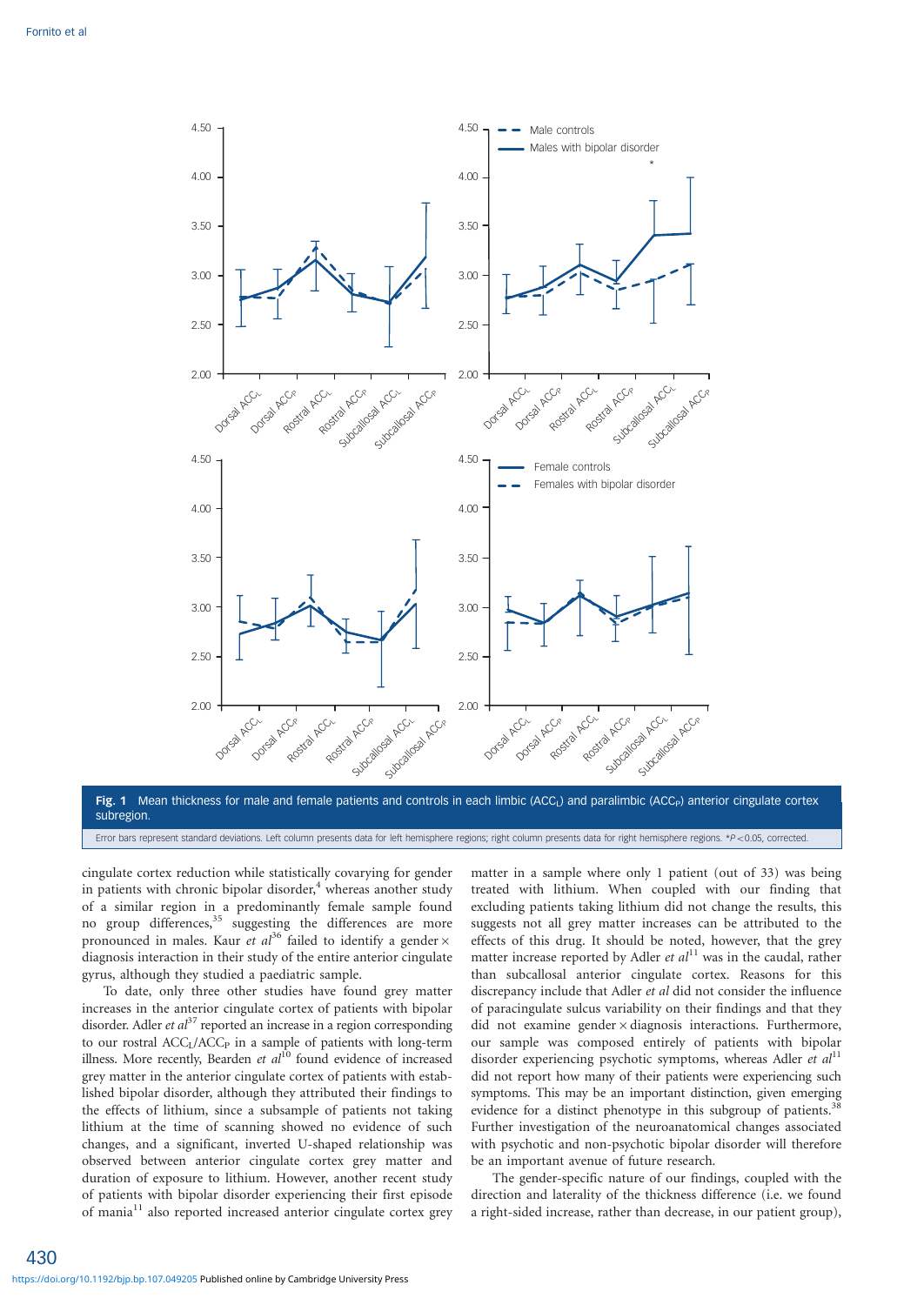**Fig. 1** Mean thickness for male and female patients and controls in each limbic ($ACC_L$) and paralimbic ($ACC_P$) anterior cingulate cortex subregion.

Error bars represent standard deviations. Left column presents data for left hemisphere regions; right column presents data for right hemisphere regions. *$P < 0.05$, corrected.

cingulate cortex reduction while statistically covarying for gender in patients with chronic bipolar disorder,[4] whereas another study of a similar region in a predominantly female sample found no group differences,[35] suggesting the differences are more pronounced in males. Kaur *et al*[36] failed to identify a gender × diagnosis interaction in their study of the entire anterior cingulate gyrus, although they studied a paediatric sample.

To date, only three other studies have found grey matter increases in the anterior cingulate cortex of patients with bipolar disorder. Adler *et al*[37] reported an increase in a region corresponding to our rostral $ACC_L/ACC_P$ in a sample of patients with long-term illness. More recently, Bearden *et al*[10] found evidence of increased grey matter in the anterior cingulate cortex of patients with established bipolar disorder, although they attributed their findings to the effects of lithium, since a subsample of patients not taking lithium at the time of scanning showed no evidence of such changes, and a significant, inverted U-shaped relationship was observed between anterior cingulate cortex grey matter and duration of exposure to lithium. However, another recent study of patients with bipolar disorder experiencing their first episode of mania[11] also reported increased anterior cingulate cortex grey matter in a sample where only 1 patient (out of 33) was being treated with lithium. When coupled with our finding that excluding patients taking lithium did not change the results, this suggests not all grey matter increases can be attributed to the effects of this drug. It should be noted, however, that the grey matter increase reported by Adler *et al*[11] was in the caudal, rather than subcallosal anterior cingulate cortex. Reasons for this discrepancy include that Adler *et al* did not consider the influence of paracingulate sulcus variability on their findings and that they did not examine gender × diagnosis interactions. Furthermore, our sample was composed entirely of patients with bipolar disorder experiencing psychotic symptoms, whereas Adler *et al*[11] did not report how many of their patients were experiencing such symptoms. This may be an important distinction, given emerging evidence for a distinct phenotype in this subgroup of patients.[38] Further investigation of the neuroanatomical changes associated with psychotic and non-psychotic bipolar disorder will therefore be an important avenue of future research.

The gender-specific nature of our findings, coupled with the direction and laterality of the thickness difference (i.e. we found a right-sided increase, rather than decrease, in our patient group),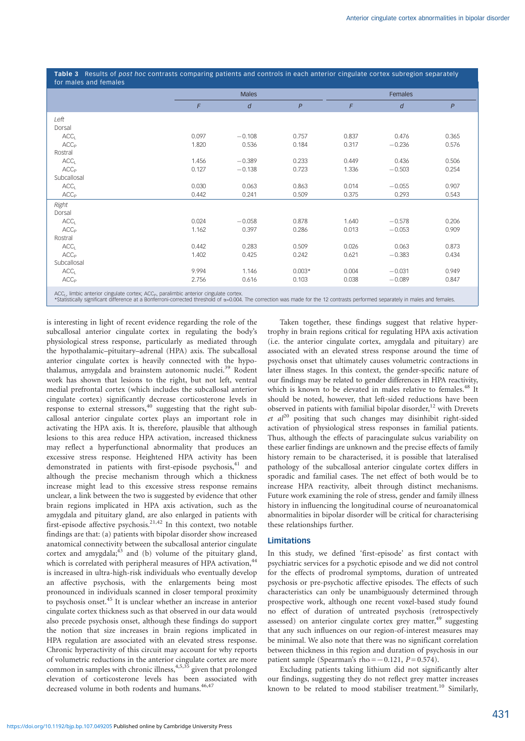**Table 3** Results of *post hoc* contrasts comparing patients and controls in each anterior cingulate cortex subregion separately for males and females

| | Males | | | Females | | |
|---|---|---|---|---|---|---|
| | *F* | *d* | *P* | *F* | *d* | *P* |
| *Left* | | | | | | |
| Dorsal | | | | | | |
| $ACC_L$ | 0.097 | −0.108 | 0.757 | 0.837 | 0.476 | 0.365 |
| $ACC_P$ | 1.820 | 0.536 | 0.184 | 0.317 | −0.236 | 0.576 |
| Rostral | | | | | | |
| $ACC_L$ | 1.456 | −0.389 | 0.233 | 0.449 | 0.436 | 0.506 |
| $ACC_P$ | 0.127 | −0.138 | 0.723 | 1.336 | −0.503 | 0.254 |
| Subcallosal | | | | | | |
| $ACC_L$ | 0.030 | 0.063 | 0.863 | 0.014 | −0.055 | 0.907 |
| $ACC_P$ | 0.442 | 0.241 | 0.509 | 0.375 | 0.293 | 0.543 |
| *Right* | | | | | | |
| Dorsal | | | | | | |
| $ACC_L$ | 0.024 | −0.058 | 0.878 | 1.640 | −0.578 | 0.206 |
| $ACC_P$ | 1.162 | 0.397 | 0.286 | 0.013 | −0.053 | 0.909 |
| Rostral | | | | | | |
| $ACC_L$ | 0.442 | 0.283 | 0.509 | 0.026 | 0.063 | 0.873 |
| $ACC_P$ | 1.402 | 0.425 | 0.242 | 0.621 | −0.383 | 0.434 |
| Subcallosal | | | | | | |
| $ACC_L$ | 9.994 | 1.146 | 0.003* | 0.004 | −0.031 | 0.949 |
| $ACC_P$ | 2.756 | 0.616 | 0.103 | 0.038 | −0.089 | 0.847 |

$ACC_L$, limbic anterior cingulate cortex; $ACC_P$, paralimbic anterior cingulate cortex.
*Statistically significant difference at a Bonferroni-corrected threshold of $\alpha$=0.004. The correction was made for the 12 contrasts performed separately in males and females.

is interesting in light of recent evidence regarding the role of the subcallosal anterior cingulate cortex in regulating the body's physiological stress response, particularly as mediated through the hypothalamic–pituitary–adrenal (HPA) axis. The subcallosal anterior cingulate cortex is heavily connected with the hypothalamus, amygdala and brainstem autonomic nuclei.[39] Rodent work has shown that lesions to the right, but not left, ventral medial prefrontal cortex (which includes the subcallosal anterior cingulate cortex) significantly decrease corticosterone levels in response to external stressors,[40] suggesting that the right subcallosal anterior cingulate cortex plays an important role in activating the HPA axis. It is, therefore, plausible that although lesions to this area reduce HPA activation, increased thickness may reflect a hyperfunctional abnormality that produces an excessive stress response. Heightened HPA activity has been demonstrated in patients with first-episode psychosis,[41] and although the precise mechanism through which a thickness increase might lead to this excessive stress response remains unclear, a link between the two is suggested by evidence that other brain regions implicated in HPA axis activation, such as the amygdala and pituitary gland, are also enlarged in patients with first-episode affective psychosis.[21,42] In this context, two notable findings are that: (a) patients with bipolar disorder show increased anatomical connectivity between the subcallosal anterior cingulate cortex and amygdala;[43] and (b) volume of the pituitary gland, which is correlated with peripheral measures of HPA activation,[44] is increased in ultra-high-risk individuals who eventually develop an affective psychosis, with the enlargements being most pronounced in individuals scanned in closer temporal proximity to psychosis onset.[45] It is unclear whether an increase in anterior cingulate cortex thickness such as that observed in our data would also precede psychosis onset, although these findings do support the notion that size increases in brain regions implicated in HPA regulation are associated with an elevated stress response. Chronic hyperactivity of this circuit may account for why reports of volumetric reductions in the anterior cingulate cortex are more common in samples with chronic illness,[4,5,35] given that prolonged elevation of corticosterone levels has been associated with decreased volume in both rodents and humans.[46,47]

Taken together, these findings suggest that relative hypertrophy in brain regions critical for regulating HPA axis activation (i.e. the anterior cingulate cortex, amygdala and pituitary) are associated with an elevated stress response around the time of psychosis onset that ultimately causes volumetric contractions in later illness stages. In this context, the gender-specific nature of our findings may be related to gender differences in HPA reactivity, which is known to be elevated in males relative to females.[48] It should be noted, however, that left-sided reductions have been observed in patients with familial bipolar disorder,[12] with Drevets *et al*[20] positing that such changes may disinhibit right-sided activation of physiological stress responses in familial patients. Thus, although the effects of paracingulate sulcus variability on these earlier findings are unknown and the precise effects of family history remain to be characterised, it is possible that lateralised pathology of the subcallosal anterior cingulate cortex differs in sporadic and familial cases. The net effect of both would be to increase HPA reactivity, albeit through distinct mechanisms. Future work examining the role of stress, gender and family illness history in influencing the longitudinal course of neuroanatomical abnormalities in bipolar disorder will be critical for characterising these relationships further.

## Limitations

In this study, we defined 'first-episode' as first contact with psychiatric services for a psychotic episode and we did not control for the effects of prodromal symptoms, duration of untreated psychosis or pre-psychotic affective episodes. The effects of such characteristics can only be unambiguously determined through prospective work, although one recent voxel-based study found no effect of duration of untreated psychosis (retrospectively assessed) on anterior cingulate cortex grey matter,[49] suggesting that any such influences on our region-of-interest measures may be minimal. We also note that there was no significant correlation between thickness in this region and duration of psychosis in our patient sample (Spearman's rho = −0.121, $P$ = 0.574).

Excluding patients taking lithium did not significantly alter our findings, suggesting they do not reflect grey matter increases known to be related to mood stabiliser treatment.[10] Similarly,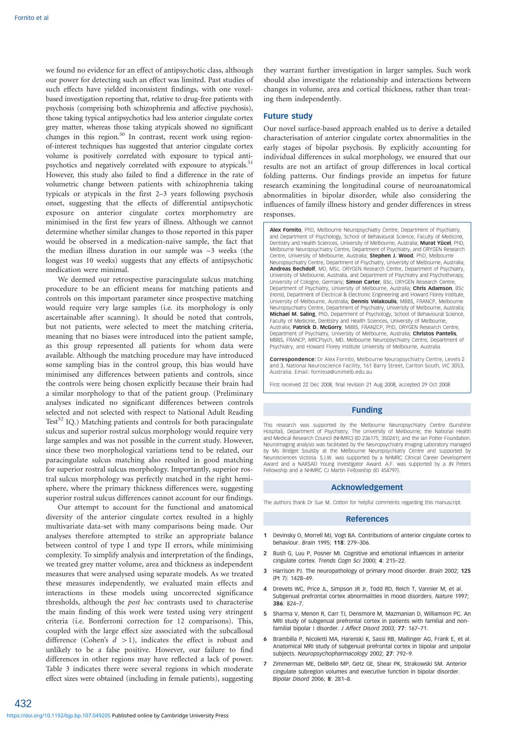we found no evidence for an effect of antipsychotic class, although our power for detecting such an effect was limited. Past studies of such effects have yielded inconsistent findings, with one voxel-based investigation reporting that, relative to drug-free patients with psychosis (comprising both schizophrenia and affective psychosis), those taking typical antipsychotics had less anterior cingulate cortex grey matter, whereas those taking atypicals showed no significant changes in this region.[50] In contrast, recent work using region-of-interest techniques has suggested that anterior cingulate cortex volume is positively correlated with exposure to typical antipsychotics and negatively correlated with exposure to atypicals.[51] However, this study also failed to find a difference in the rate of volumetric change between patients with schizophrenia taking typicals or atypicals in the first 2–3 years following psychosis onset, suggesting that the effects of differential antipsychotic exposure on anterior cingulate cortex morphometry are minimised in the first few years of illness. Although we cannot determine whether similar changes to those reported in this paper would be observed in a medication-naïve sample, the fact that the median illness duration in our sample was ~3 weeks (the longest was 10 weeks) suggests that any effects of antipsychotic medication were minimal.

We deemed our retrospective paracingulate sulcus matching procedure to be an efficient means for matching patients and controls on this important parameter since prospective matching would require very large samples (i.e. its morphology is only ascertainable after scanning). It should be noted that controls, but not patients, were selected to meet the matching criteria, meaning that no biases were introduced into the patient sample, as this group represented all patients for whom data were available. Although the matching procedure may have introduced some sampling bias in the control group, this bias would have minimised any differences between patients and controls, since the controls were being chosen explicitly because their brain had a similar morphology to that of the patient group. (Preliminary analyses indicated no significant differences between controls selected and not selected with respect to National Adult Reading Test[52] IQ.) Matching patients and controls for both paracingulate sulcus and superior rostral sulcus morphology would require very large samples and was not possible in the current study. However, since these two morphological variations tend to be related, our paracingulate sulcus matching also resulted in good matching for superior rostral sulcus morphology. Importantly, superior rostral sulcus morphology was perfectly matched in the right hemisphere, where the primary thickness differences were, suggesting superior rostral sulcus differences cannot account for our findings.

Our attempt to account for the functional and anatomical diversity of the anterior cingulate cortex resulted in a highly multivariate data-set with many comparisons being made. Our analyses therefore attempted to strike an appropriate balance between control of type I and type II errors, while minimising complexity. To simplify analysis and interpretation of the findings, we treated grey matter volume, area and thickness as independent measures that were analysed using separate models. As we treated these measures independently, we evaluated main effects and interactions in these models using uncorrected significance thresholds, although the *post hoc* contrasts used to characterise the main finding of this work were tested using very stringent criteria (i.e. Bonferroni correction for 12 comparisons). This, coupled with the large effect size associated with the subcallosal difference (Cohen's $d > 1$), indicates the effect is robust and unlikely to be a false positive. However, our failure to find differences in other regions may have reflected a lack of power. Table 3 indicates there were several regions in which moderate effect sizes were obtained (including in female patients), suggesting they warrant further investigation in larger samples. Such work should also investigate the relationship and interactions between changes in volume, area and cortical thickness, rather than treating them independently.

## Future study

Our novel surface-based approach enabled us to derive a detailed characterisation of anterior cingulate cortex abnormalities in the early stages of bipolar psychosis. By explicitly accounting for individual differences in sulcal morphology, we ensured that our results are not an artifact of group differences in local cortical folding patterns. Our findings provide an impetus for future research examining the longitudinal course of neuroanatomical abnormalities in bipolar disorder, while also considering the influences of family illness history and gender differences in stress responses.

**Alex Fornito**, PhD, Melbourne Neuropsychiatry Centre, Department of Psychiatry, and Department of Psychology, School of Behavioural Science, Faculty of Medicine, Dentistry and Health Sciences, University of Melbourne, Australia; **Murat Yücel**, PhD, Melbourne Neuropsychiatry Centre, Department of Psychiatry, and ORYGEN Research Centre, University of Melbourne, Australia; **Stephen J. Wood**, PhD, Melbourne Neuropsychiatry Centre, Department of Psychiatry, University of Melbourne, Australia; **Andreas Bechdolf**, MD, MSc, ORYGEN Research Centre, Department of Psychiatry, University of Melbourne, Australia, and Department of Psychiatry and Psychotherapy, University of Cologne, Germany; **Simon Carter**, BSc, ORYGEN Research Centre, Department of Psychiatry, University of Melbourne, Australia; **Chris Adamson**, BSc (Hons), Department of Electrical & Electronic Engineering and Howard Florey Institute, University of Melbourne, Australia; **Dennis Velakoulis**, MBBS, FRANCP, Melbourne Neuropsychiatry Centre, Department of Psychiatry, University of Melbourne, Australia; **Michael M. Saling**, PhD, Department of Psychology, School of Behavioural Science, Faculty of Medicine, Dentistry and Health Sciences, University of Melbourne, Australia; **Patrick D. McGorry**, MBBS, FRANZCP, PhD, ORYGEN Research Centre, Department of Psychiatry, University of Melbourne, Australia; **Christos Pantelis**, MBBS, FRANCP, MRCPsych, MD, Melbourne Neuropsychiatry Centre, Department of Psychiatry, and Howard Florey Institute University of Melbourne, Australia

**Correspondence:** Dr Alex Fornito, Melbourne Neuropsychiatry Centre, Levels 2 and 3, National Neuroscience Facility, 161 Barry Street, Carlton South, VIC 3053, Australia. Email: fornitoa@unimelb.edu.au

First received 22 Dec 2008, final revision 21 Aug 2008, accepted 29 Oct 2008

## Funding

This research was supported by the Melbourne Neuropsychiatry Centre (Sunshine Hospital), Department of Psychiatry, The University of Melbourne; the National Health and Medical Research Council (NHMRC) (ID 236175; 350241); and the Ian Potter Foundation. Neuroimaging analysis was facilitated by the Neuropsychiatry Imaging Laboratory managed by Ms Bridget Soulsby at the Melbourne Neuropsychiatry Centre and supported by Neurosciences Victoria. S.J.W. was supported by a NHMRC Clinical Career Development Award and a NARSAD Young Investigator Award. A.F. was supported by a JN Peters Fellowship and a NHMRC CJ Martin Fellowship (ID 454797).

## Acknowledgement

The authors thank Dr Sue M. Cotton for helpful comments regarding this manuscript.

## References

1. Devinsky O, Morrell MJ, Vogt BA. Contributions of anterior cingulate cortex to behaviour. *Brain* 1995; **118**: 279–306.
2. Bush G, Luu P, Posner MI. Cognitive and emotional influences in anterior cingulate cortex. *Trends Cogn Sci* 2000; **4**: 215–22.
3. Harrison PJ. The neuropathology of primary mood disorder. *Brain* 2002; **125** (Pt 7): 1428–49.
4. Drevets WC, Price JL, Simpson JR Jr, Todd RD, Reich T, Vannier M, et al. Subgenual prefrontal cortex abnormalities in mood disorders. *Nature* 1997; **386**: 824–7.
5. Sharma V, Menon R, Carr TJ, Densmore M, Mazmanian D, Williamson PC. An MRI study of subgenual prefrontal cortex in patients with familial and non-familial bipolar I disorder. *J Affect Disord* 2003; **77**: 167–71.
6. Brambilla P, Nicoletti MA, Harenski K, Sassi RB, Mallinger AG, Frank E, et al. Anatomical MRI study of subgenual prefrontal cortex in bipolar and unipolar subjects. *Neuropsychopharmacology* 2002; **27**: 792–9.
7. Zimmerman ME, DelBello MP, Getz GE, Shear PK, Strakowski SM. Anterior cingulate subregion volumes and executive function in bipolar disorder. *Bipolar Disord* 2006; **8**: 281–8.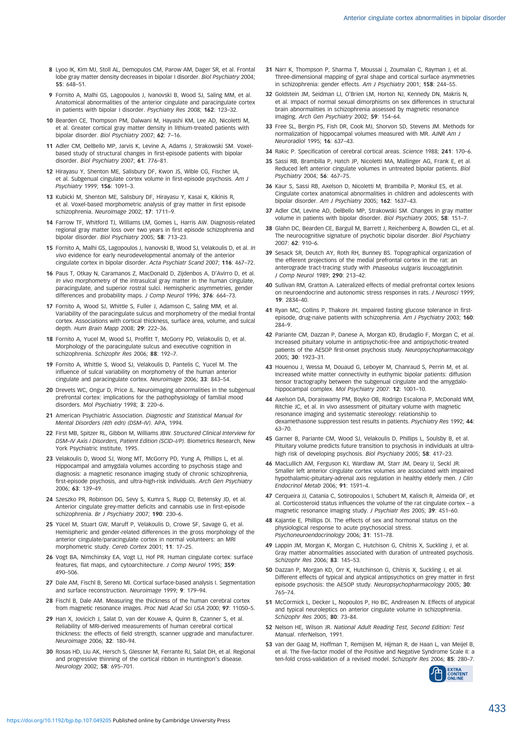8 Lyoo IK, Kim MJ, Stoll AL, Demopulos CM, Parow AM, Dager SR, et al. Frontal lobe gray matter density decreases in bipolar I disorder. *Biol Psychiatry* 2004; **55**: 648–51.

9 Fornito A, Malhi GS, Lagopoulos J, Ivanovski B, Wood SJ, Saling MM, et al. Anatomical abnormalities of the anterior cingulate and paracingulate cortex in patients with bipolar I disorder. *Psychiatry Res* 2008; **162**: 123–32.

10 Bearden CE, Thompson PM, Dalwani M, Hayashi KM, Lee AD, Nicoletti M, et al. Greater cortical gray matter density in lithium-treated patients with bipolar disorder. *Biol Psychiatry* 2007; **62**: 7–16.

11 Adler CM, DelBello MP, Jarvis K, Levine A, Adams J, Strakowski SM. Voxel-based study of structural changes in first-episode patients with bipolar disorder. *Biol Psychiatry* 2007; **61**: 776–81.

12 Hirayasu Y, Shenton ME, Salisbury DF, Kwon JS, Wible CG, Fischer IA, et al. Subgenual cingulate cortex volume in first-episode psychosis. *Am J Psychiatry* 1999; **156**: 1091–3.

13 Kubicki M, Shenton ME, Salisbury DF, Hirayasu Y, Kasai K, Kikinis R, et al. Voxel-based morphometric analysis of gray matter in first episode schizophrenia. *Neuroimage* 2002; **17**: 1711–9.

14 Farrow TF, Whitford TJ, Williams LM, Gomes L, Harris AW. Diagnosis-related regional gray matter loss over two years in first episode schizophrenia and bipolar disorder. *Biol Psychiatry* 2005; **58**: 713–23.

15 Fornito A, Malhi GS, Lagopoulos J, Ivanovski B, Wood SJ, Velakoulis D, et al. *In vivo* evidence for early neurodevelopmental anomaly of the anterior cingulate cortex in bipolar disorder. *Acta Psychiatr Scand* 2007; **116**: 467–72.

16 Paus T, Otaky N, Caramanos Z, MacDonald D, Zijdenbos A, D'Avirro D, et al. *In vivo* morphometry of the intrasulcal gray matter in the human cingulate, paracingulate, and superior rostral sulci. Hemispheric asymmetries, gender differences and probability maps. *J Comp Neurol* 1996; **376**: 664–73.

17 Fornito A, Wood SJ, Whittle S, Fuller J, Adamson C, Saling MM, et al. Variability of the paracingulate sulcus and morphometry of the medial frontal cortex. Associations with cortical thickness, surface area, volume, and sulcal depth. *Hum Brain Mapp* 2008; **29**: 222–36.

18 Fornito A, Yucel M, Wood SJ, Proffitt T, McGorry PD, Velakoulis D, et al. Morphology of the paracingulate sulcus and executive cognition in schizophrenia. *Schizophr Res* 2006; **88**: 192–7.

19 Fornito A, Whittle S, Wood SJ, Velakoulis D, Pantelis C, Yucel M. The influence of sulcal variability on morphometry of the human anterior cingulate and paracingulate cortex. *Neuroimage* 2006; **33**: 843–54.

20 Drevets WC, Ongur D, Price JL. Neuroimaging abnormalities in the subgenual prefrontal cortex: implications for the pathophysiology of familial mood disorders. *Mol Psychiatry* 1998; **3**: 220–6.

21 American Psychiatric Association. *Diagnostic and Statistical Manual for Mental Disorders (4th edn) (DSM–IV)*. APA, 1994.

22 First MB, Spitzer RL, Gibbon M, Williams JBW. *Structured Clinical Interview for DSM–IV Axis I Disorders, Patient Edition (SCID–I/P)*. Biometrics Research, New York Psychiatric Institute, 1995.

23 Velakoulis D, Wood SJ, Wong MT, McGorry PD, Yung A, Phillips L, et al. Hippocampal and amygdala volumes according to psychosis stage and diagnosis: a magnetic resonance imaging study of chronic schizophrenia, first-episode psychosis, and ultra-high-risk individuals. *Arch Gen Psychiatry* 2006; **63**: 139–49.

24 Szeszko PR, Robinson DG, Sevy S, Kumra S, Rupp CI, Betensky JD, et al. Anterior cingulate grey-matter deficits and cannabis use in first-episode schizophrenia. *Br J Psychiatry* 2007; **190**: 230–6.

25 Yücel M, Stuart GW, Maruff P, Velakoulis D, Crowe SF, Savage G, et al. Hemispheric and gender-related differences in the gross morphology of the anterior cingulate/paracingulate cortex in normal volunteers: an MRI morphometric study. *Cereb Cortex* 2001; **11**: 17–25.

26 Vogt BA, Nimchinsky EA, Vogt LJ, Hof PR. Human cingulate cortex: surface features, flat maps, and cytoarchitecture. *J Comp Neurol* 1995; **359**: 490–506.

27 Dale AM, Fischl B, Sereno MI. Cortical surface-based analysis I. Segmentation and surface reconstruction. *Neuroimage* 1999; **9**: 179–94.

28 Fischl B, Dale AM. Measuring the thickness of the human cerebral cortex from magnetic resonance images. *Proc Natl Acad Sci USA* 2000; **97**: 11050–5.

29 Han X, Jovicich J, Salat D, van der Kouwe A, Quinn B, Czanner S, et al. Reliability of MRI-derived measurements of human cerebral cortical thickness: the effects of field strength, scanner upgrade and manufacturer. *Neuroimage* 2006; **32**: 180–94.

30 Rosas HD, Liu AK, Hersch S, Glessner M, Ferrante RJ, Salat DH, et al. Regional and progressive thinning of the cortical ribbon in Huntington's disease. *Neurology* 2002; **58**: 695–701.

31 Narr K, Thompson P, Sharma T, Moussai J, Zoumalan C, Rayman J, et al. Three-dimensional mapping of gyral shape and cortical surface asymmetries in schizophrenia: gender effects. *Am J Psychiatry* 2001; **158**: 244–55.

32 Goldstein JM, Seidman LJ, O'Brien LM, Horton NJ, Kennedy DN, Makris N, et al. Impact of normal sexual dimorphisms on sex differences in structural brain abnormalities in schizophrenia assessed by magnetic resonance imaging. *Arch Gen Psychiatry* 2002; **59**: 154–64.

33 Free SL, Bergin PS, Fish DR, Cook MJ, Shorvon SD, Stevens JM. Methods for normalization of hippocampal volumes measured with MR. *AJNR Am J Neuroradiol* 1995; **16**: 637–43.

34 Rakic P. Specification of cerebral cortical areas. *Science* 1988; **241**: 170–6.

35 Sassi RB, Brambilla P, Hatch JP, Nicoletti MA, Mallinger AG, Frank E, et al. Reduced left anterior cingulate volumes in untreated bipolar patients. *Biol Psychiatry* 2004; **56**: 467–75.

36 Kaur S, Sassi RB, Axelson D, Nicoletti M, Brambilla P, Monkul ES, et al. Cingulate cortex anatomical abnormalities in children and adolescents with bipolar disorder. *Am J Psychiatry* 2005; **162**: 1637–43.

37 Adler CM, Levine AD, DelBello MP, Strakowski SM. Changes in gray matter volume in patients with bipolar disorder. *Biol Psychiatry* 2005; **58**: 151–7.

38 Glahn DC, Bearden CE, Barguil M, Barrett J, Reichenberg A, Bowden CL, et al. The neurocognitive signature of psychotic bipolar disorder. *Biol Psychiatry* 2007: **62**: 910–6.

39 Sesack SR, Deutch AY, Roth RH, Bunney BS. Topographical organization of the efferent projections of the medial prefrontal cortex in the rat: an anterograde tract-tracing study with *Phaseolus vulgaris leucoagglutinin*. *J Comp Neurol* 1989; **290**: 213–42.

40 Sullivan RM, Gratton A. Lateralized effects of medial prefrontal cortex lesions on neuroendocrine and autonomic stress responses in rats. *J Neurosci* 1999; **19**: 2834–40.

41 Ryan MC, Collins P, Thakore JH. Impaired fasting glucose tolerance in first-episode, drug-naive patients with schizophrenia. *Am J Psychiatry* 2003; **160**: 284–9.

42 Pariante CM, Dazzan P, Danese A, Morgan KD, Brudaglio F, Morgan C, et al. Increased pituitary volume in antipsychotic-free and antipsychotic-treated patients of the AESOP first-onset psychosis study. *Neuropsychopharmacology* 2005; **30**: 1923–31.

43 Houenou J, Wessa M, Douaud G, Leboyer M, Chanraud S, Perrin M, et al. Increased white matter connectivity in euthymic bipolar patients: diffusion tensor tractography between the subgenual cingulate and the amygdalo-hippocampal complex. *Mol Psychiatry* 2007: **12**: 1001–10.

44 Axelson DA, Doraiswamy PM, Boyko OB, Rodrigo Escalona P, McDonald WM, Ritchie JC, et al. In vivo assessment of pituitary volume with magnetic resonance imaging and systematic stereology: relationship to dexamethasone suppression test results in patients. *Psychiatry Res* 1992; **44**: 63–70.

45 Garner B, Pariante CM, Wood SJ, Velakoulis D, Phillips L, Soulsby B, et al. Pituitary volume predicts future transition to psychosis in individuals at ultra-high risk of developing psychosis. *Biol Psychiatry* 2005; **58**: 417–23.

46 MacLullich AM, Ferguson KJ, Wardlaw JM, Starr JM, Deary IJ, Seckl JR. Smaller left anterior cingulate cortex volumes are associated with impaired hypothalamic-pituitary-adrenal axis regulation in healthy elderly men. *J Clin Endocrinol Metab* 2006; **91**: 1591–4.

47 Cerqueira JJ, Catania C, Sotiropoulos I, Schubert M, Kalisch R, Almeida OF, et al. Corticosteroid status influences the volume of the rat cingulate cortex – a magnetic resonance imaging study. *J Psychiatr Res* 2005; **39**: 451–60.

48 Kajantie E, Phillips DI. The effects of sex and hormonal status on the physiological response to acute psychosocial stress. *Psychoneuroendocrinology* 2006; **31**: 151–78.

49 Lappin JM, Morgan K, Morgan C, Hutchison G, Chitnis X, Suckling J, et al. Gray matter abnormalities associated with duration of untreated psychosis. *Schizophr Res* 2006; **83**: 145–53.

50 Dazzan P, Morgan KD, Orr K, Hutchinson G, Chitnis X, Suckling J, et al. Different effects of typical and atypical antipsychotics on grey matter in first episode psychosis: the AESOP study. *Neuropsychopharmacology* 2005; **30**: 765–74.

51 McCormick L, Decker L, Nopoulos P, Ho BC, Andreasen N. Effects of atypical and typical neuroleptics on anterior cingulate volume in schizophrenia. *Schizophr Res* 2005; **80**: 73–84.

52 Nelson HE, Wilson JR. *National Adult Reading Test, Second Edition: Test Manual*. nferNelson, 1991.

53 van der Gaag M, Hoffman T, Remijsen M, Hijman R, de Haan L, van Meijel B, et al. The five-factor model of the Positive and Negative Syndrome Scale II: a ten-fold cross-validation of a revised model. *Schizophr Res* 2006; **85**: 280–7.